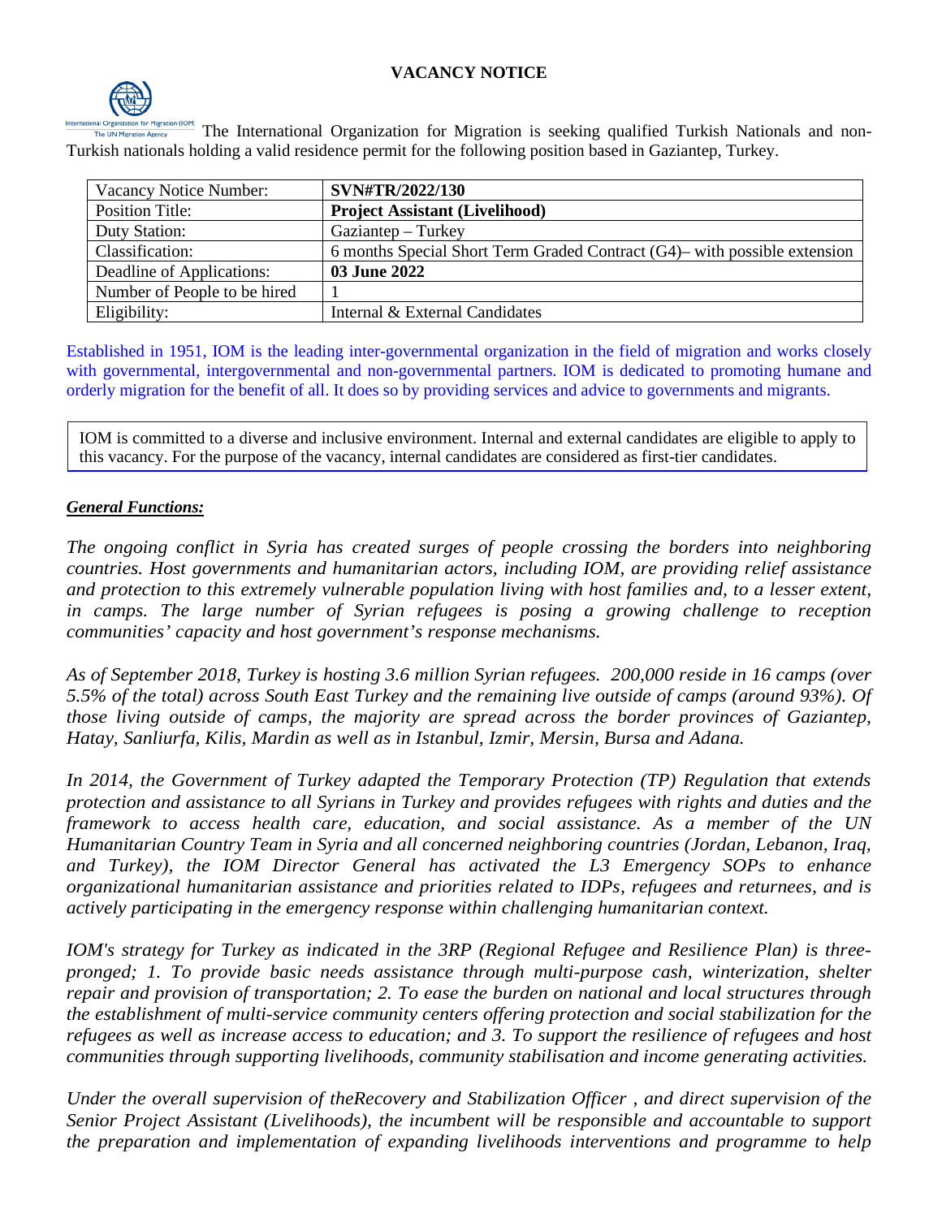# VACANCY NOTICE

The International Organization for Migration is seeking qualified Turkish Nationals and non-Turkish nationals holding a valid residence permit for the following position based in Gaziantep, Turkey.

| Vacancy Notice Number: | **SVN#TR/2022/130** |
|---|---|
| Position Title: | **Project Assistant (Livelihood)** |
| Duty Station: | Gaziantep – Turkey |
| Classification: | 6 months Special Short Term Graded Contract (G4)– with possible extension |
| Deadline of Applications: | **03 June 2022** |
| Number of People to be hired | 1 |
| Eligibility: | Internal & External Candidates |

Established in 1951, IOM is the leading inter-governmental organization in the field of migration and works closely with governmental, intergovernmental and non-governmental partners. IOM is dedicated to promoting humane and orderly migration for the benefit of all. It does so by providing services and advice to governments and migrants.

IOM is committed to a diverse and inclusive environment. Internal and external candidates are eligible to apply to this vacancy. For the purpose of the vacancy, internal candidates are considered as first-tier candidates.

***General Functions:***

*The ongoing conflict in Syria has created surges of people crossing the borders into neighboring countries. Host governments and humanitarian actors, including IOM, are providing relief assistance and protection to this extremely vulnerable population living with host families and, to a lesser extent, in camps. The large number of Syrian refugees is posing a growing challenge to reception communities' capacity and host government's response mechanisms.*

*As of September 2018, Turkey is hosting 3.6 million Syrian refugees. 200,000 reside in 16 camps (over 5.5% of the total) across South East Turkey and the remaining live outside of camps (around 93%). Of those living outside of camps, the majority are spread across the border provinces of Gaziantep, Hatay, Sanliurfa, Kilis, Mardin as well as in Istanbul, Izmir, Mersin, Bursa and Adana.*

*In 2014, the Government of Turkey adapted the Temporary Protection (TP) Regulation that extends protection and assistance to all Syrians in Turkey and provides refugees with rights and duties and the framework to access health care, education, and social assistance. As a member of the UN Humanitarian Country Team in Syria and all concerned neighboring countries (Jordan, Lebanon, Iraq, and Turkey), the IOM Director General has activated the L3 Emergency SOPs to enhance organizational humanitarian assistance and priorities related to IDPs, refugees and returnees, and is actively participating in the emergency response within challenging humanitarian context.*

*IOM's strategy for Turkey as indicated in the 3RP (Regional Refugee and Resilience Plan) is three-pronged; 1. To provide basic needs assistance through multi-purpose cash, winterization, shelter repair and provision of transportation; 2. To ease the burden on national and local structures through the establishment of multi-service community centers offering protection and social stabilization for the refugees as well as increase access to education; and 3. To support the resilience of refugees and host communities through supporting livelihoods, community stabilisation and income generating activities.*

*Under the overall supervision of theRecovery and Stabilization Officer , and direct supervision of the Senior Project Assistant (Livelihoods), the incumbent will be responsible and accountable to support the preparation and implementation of expanding livelihoods interventions and programme to help*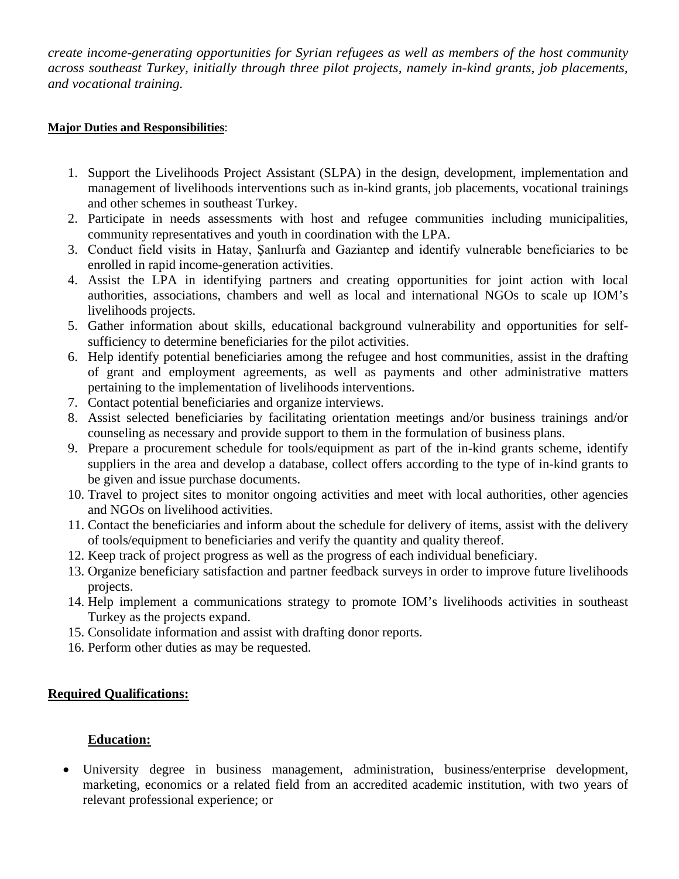*create income-generating opportunities for Syrian refugees as well as members of the host community across southeast Turkey, initially through three pilot projects, namely in-kind grants, job placements, and vocational training.*

**Major Duties and Responsibilities**:

1. Support the Livelihoods Project Assistant (SLPA) in the design, development, implementation and management of livelihoods interventions such as in-kind grants, job placements, vocational trainings and other schemes in southeast Turkey.
2. Participate in needs assessments with host and refugee communities including municipalities, community representatives and youth in coordination with the LPA.
3. Conduct field visits in Hatay, Şanlıurfa and Gaziantep and identify vulnerable beneficiaries to be enrolled in rapid income-generation activities.
4. Assist the LPA in identifying partners and creating opportunities for joint action with local authorities, associations, chambers and well as local and international NGOs to scale up IOM's livelihoods projects.
5. Gather information about skills, educational background vulnerability and opportunities for self-sufficiency to determine beneficiaries for the pilot activities.
6. Help identify potential beneficiaries among the refugee and host communities, assist in the drafting of grant and employment agreements, as well as payments and other administrative matters pertaining to the implementation of livelihoods interventions.
7. Contact potential beneficiaries and organize interviews.
8. Assist selected beneficiaries by facilitating orientation meetings and/or business trainings and/or counseling as necessary and provide support to them in the formulation of business plans.
9. Prepare a procurement schedule for tools/equipment as part of the in-kind grants scheme, identify suppliers in the area and develop a database, collect offers according to the type of in-kind grants to be given and issue purchase documents.
10. Travel to project sites to monitor ongoing activities and meet with local authorities, other agencies and NGOs on livelihood activities.
11. Contact the beneficiaries and inform about the schedule for delivery of items, assist with the delivery of tools/equipment to beneficiaries and verify the quantity and quality thereof.
12. Keep track of project progress as well as the progress of each individual beneficiary.
13. Organize beneficiary satisfaction and partner feedback surveys in order to improve future livelihoods projects.
14. Help implement a communications strategy to promote IOM's livelihoods activities in southeast Turkey as the projects expand.
15. Consolidate information and assist with drafting donor reports.
16. Perform other duties as may be requested.

**Required Qualifications:**

**Education:**

- University degree in business management, administration, business/enterprise development, marketing, economics or a related field from an accredited academic institution, with two years of relevant professional experience; or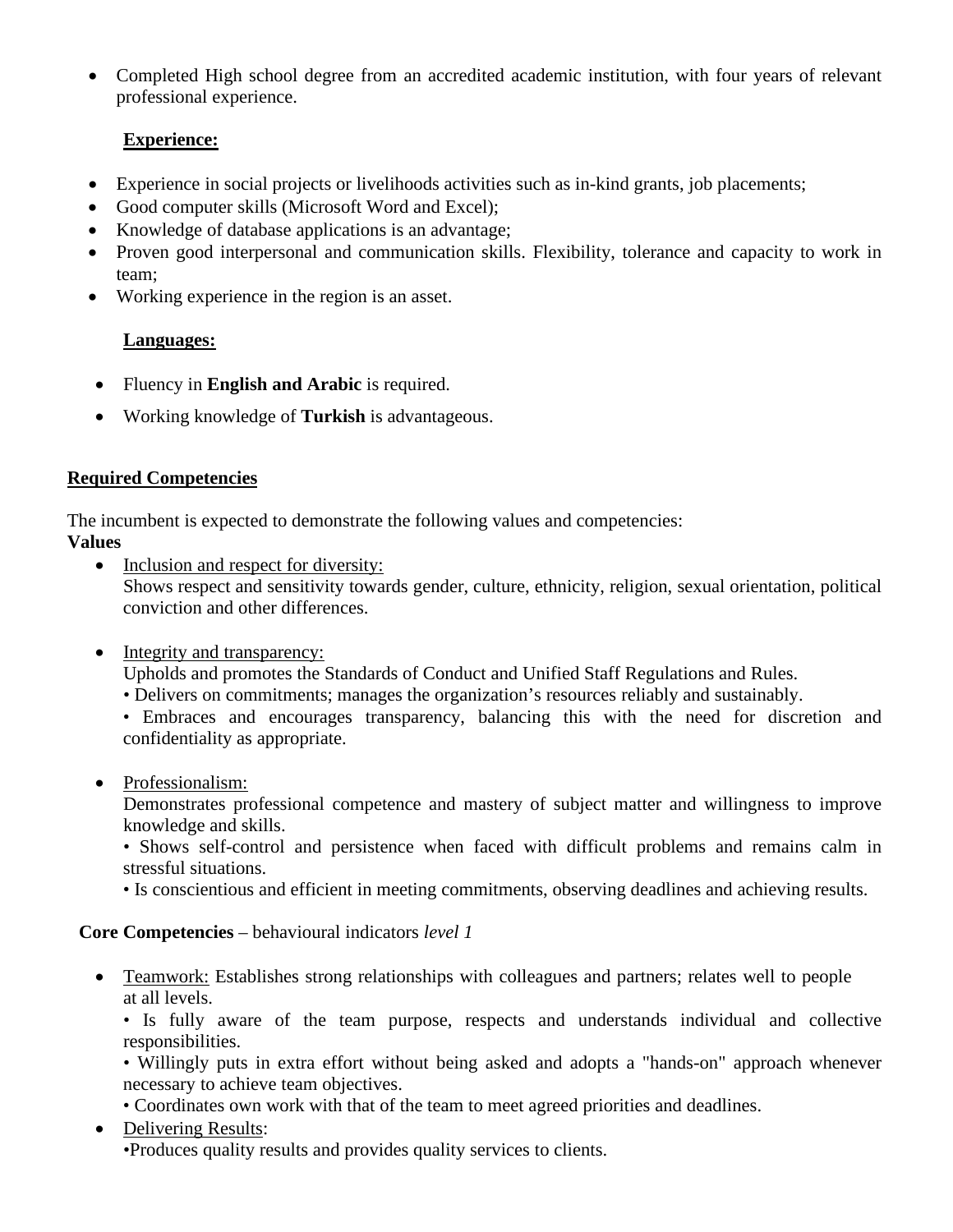- Completed High school degree from an accredited academic institution, with four years of relevant professional experience.

**Experience:**

- Experience in social projects or livelihoods activities such as in-kind grants, job placements;
- Good computer skills (Microsoft Word and Excel);
- Knowledge of database applications is an advantage;
- Proven good interpersonal and communication skills. Flexibility, tolerance and capacity to work in team;
- Working experience in the region is an asset.

**Languages:**

- Fluency in **English and Arabic** is required.
- Working knowledge of **Turkish** is advantageous.

## Required Competencies

The incumbent is expected to demonstrate the following values and competencies:

**Values**

- Inclusion and respect for diversity:
  Shows respect and sensitivity towards gender, culture, ethnicity, religion, sexual orientation, political conviction and other differences.

- Integrity and transparency:
  Upholds and promotes the Standards of Conduct and Unified Staff Regulations and Rules.
  • Delivers on commitments; manages the organization's resources reliably and sustainably.
  • Embraces and encourages transparency, balancing this with the need for discretion and confidentiality as appropriate.

- Professionalism:
  Demonstrates professional competence and mastery of subject matter and willingness to improve knowledge and skills.
  • Shows self-control and persistence when faced with difficult problems and remains calm in stressful situations.
  • Is conscientious and efficient in meeting commitments, observing deadlines and achieving results.

**Core Competencies** – behavioural indicators *level 1*

- Teamwork: Establishes strong relationships with colleagues and partners; relates well to people at all levels.
  • Is fully aware of the team purpose, respects and understands individual and collective responsibilities.
  • Willingly puts in extra effort without being asked and adopts a "hands-on" approach whenever necessary to achieve team objectives.
  • Coordinates own work with that of the team to meet agreed priorities and deadlines.
- Delivering Results:
  •Produces quality results and provides quality services to clients.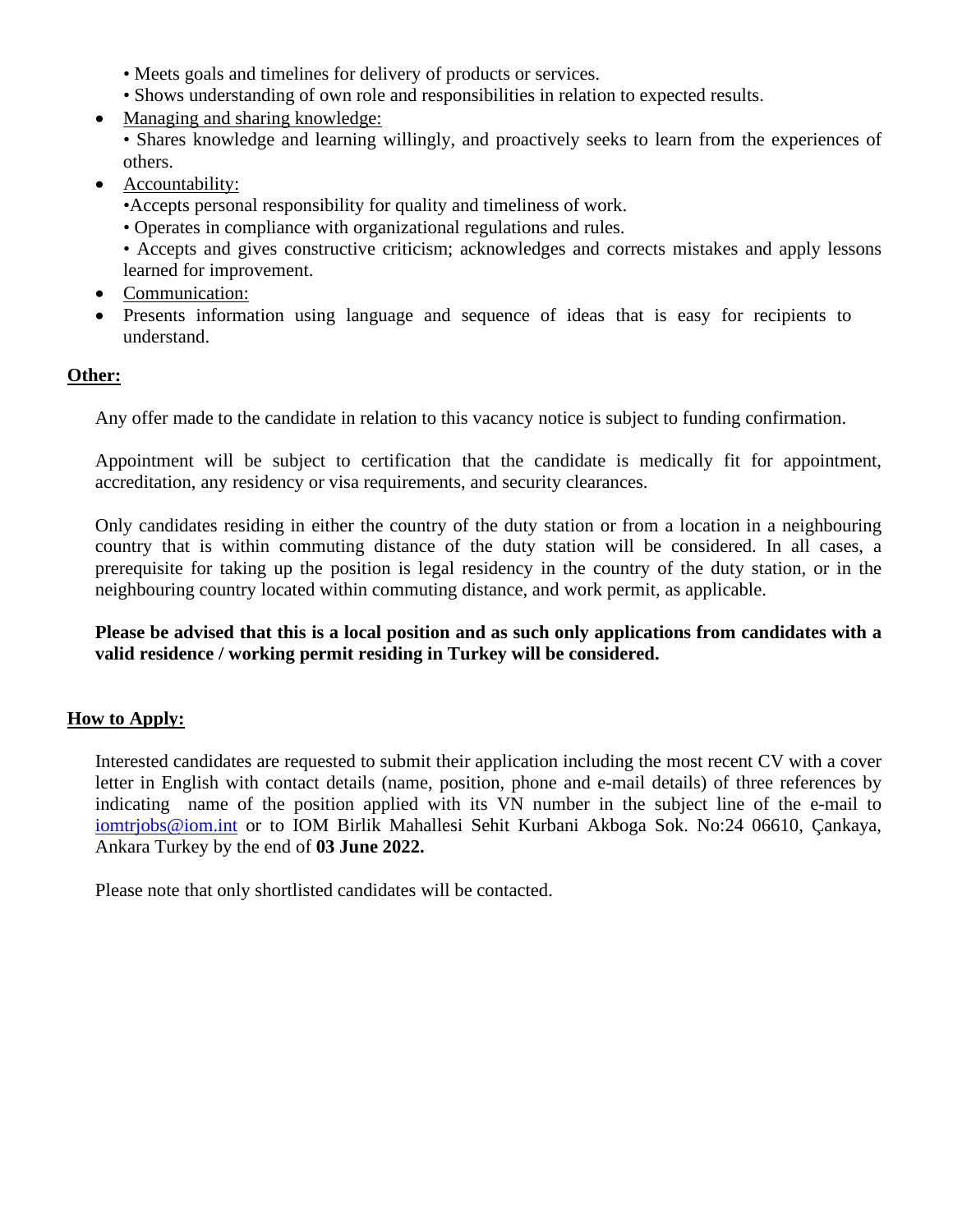• Meets goals and timelines for delivery of products or services.
• Shows understanding of own role and responsibilities in relation to expected results.

- Managing and sharing knowledge:
  • Shares knowledge and learning willingly, and proactively seeks to learn from the experiences of others.
- Accountability:
  •Accepts personal responsibility for quality and timeliness of work.
  • Operates in compliance with organizational regulations and rules.
  • Accepts and gives constructive criticism; acknowledges and corrects mistakes and apply lessons learned for improvement.
- Communication:
- Presents information using language and sequence of ideas that is easy for recipients to understand.

**Other:**

Any offer made to the candidate in relation to this vacancy notice is subject to funding confirmation.

Appointment will be subject to certification that the candidate is medically fit for appointment, accreditation, any residency or visa requirements, and security clearances.

Only candidates residing in either the country of the duty station or from a location in a neighbouring country that is within commuting distance of the duty station will be considered. In all cases, a prerequisite for taking up the position is legal residency in the country of the duty station, or in the neighbouring country located within commuting distance, and work permit, as applicable.

**Please be advised that this is a local position and as such only applications from candidates with a valid residence / working permit residing in Turkey will be considered.**

**How to Apply:**

Interested candidates are requested to submit their application including the most recent CV with a cover letter in English with contact details (name, position, phone and e-mail details) of three references by indicating name of the position applied with its VN number in the subject line of the e-mail to iomtrjobs@iom.int or to IOM Birlik Mahallesi Sehit Kurbani Akboga Sok. No:24 06610, Çankaya, Ankara Turkey by the end of **03 June 2022.**

Please note that only shortlisted candidates will be contacted.